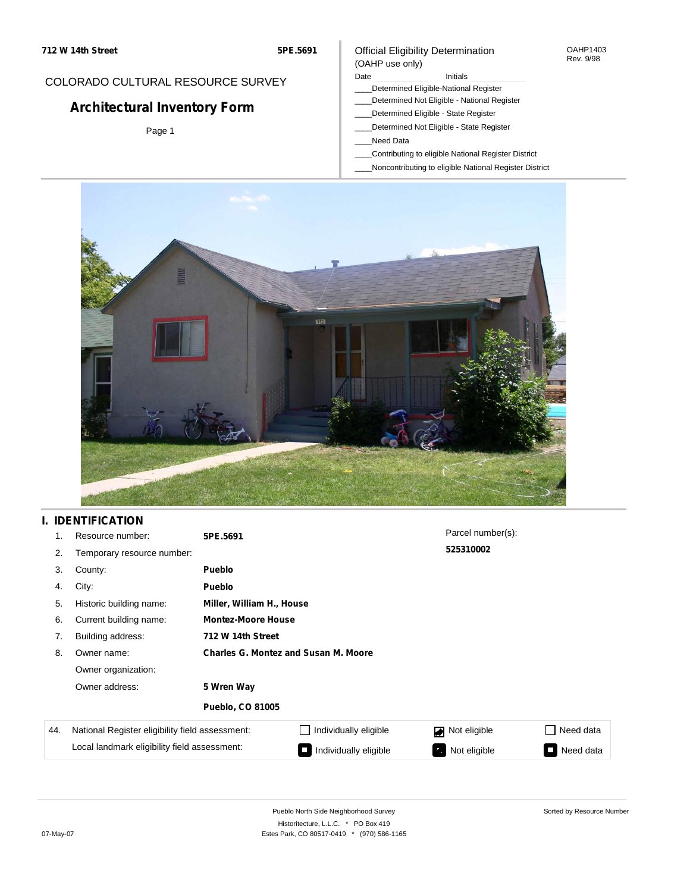712 W 14th Street | 5PE.5691

COLORADO CULTURAL RESOURCE SURVEY

# Architectural Inventory Form

Page 1

Official Eligibility Determination
(OAHP use only)

OAHP1403
Rev. 9/98

Date ______ Initials ______

____Determined Eligible-National Register
____Determined Not Eligible - National Register
____Determined Eligible - State Register
____Determined Not Eligible - State Register
____Need Data
____Contributing to eligible National Register District
____Noncontributing to eligible National Register District

## I. IDENTIFICATION

| | | |
|---|---|---|
| 1. | Resource number: | **5PE.5691** |
| 2. | Temporary resource number: | |
| 3. | County: | **Pueblo** |
| 4. | City: | **Pueblo** |
| 5. | Historic building name: | **Miller, William H., House** |
| 6. | Current building name: | **Montez-Moore House** |
| 7. | Building address: | **712 W 14th Street** |
| 8. | Owner name: | **Charles G. Montez and Susan M. Moore** |
| | Owner organization: | |
| | Owner address: | **5 Wren Way** |
| | | **Pueblo, CO 81005** |

Parcel number(s):
**525310002**

| 44. | | | | |
|---|---|---|---|---|
| National Register eligibility field assessment: | ☐ Individually eligible | ☑ Not eligible | ☐ Need data |
| Local landmark eligibility field assessment: | ☐ Individually eligible | ☑ Not eligible | ☐ Need data |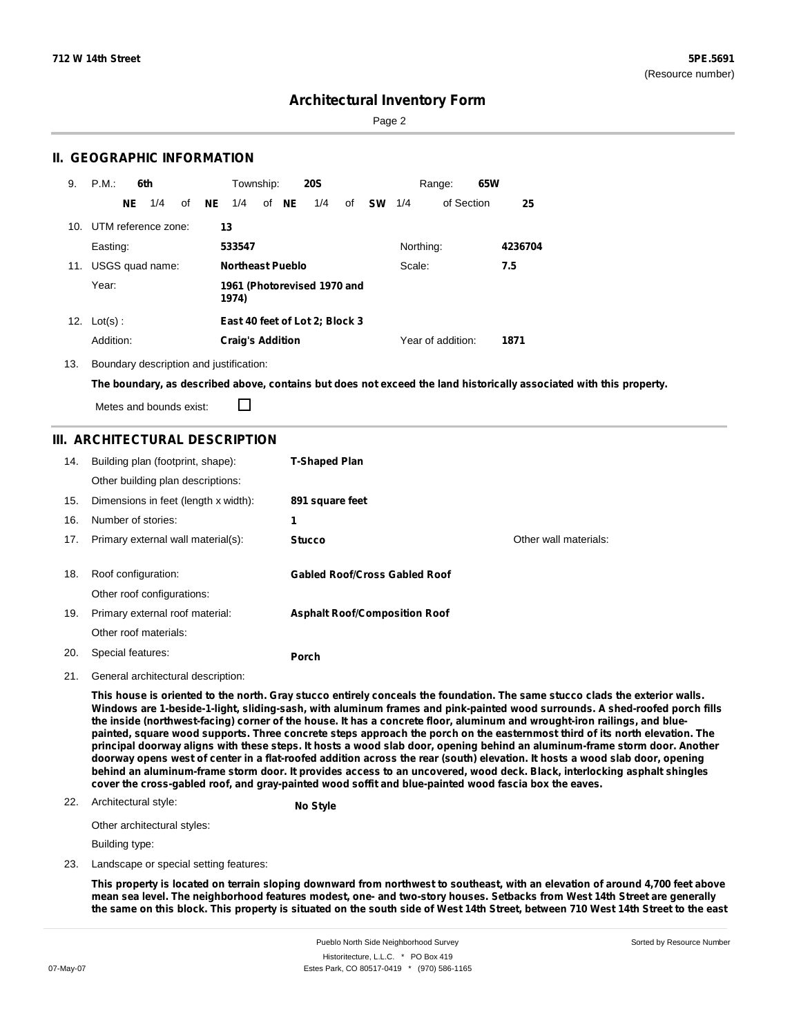**712 W 14th Street** **5PE.5691**
(Resource number)

# Architectural Inventory Form

## II. GEOGRAPHIC INFORMATION

9. P.M.: **6th** Township: **20S** Range: **65W**
   **NE** 1/4 of **NE** 1/4 of **NE** 1/4 of **SW** 1/4 of Section **25**

10. UTM reference zone: **13**
    Easting: **533547** Northing: **4236704**

11. USGS quad name: **Northeast Pueblo** Scale: **7.5**
    Year: **1961 (Photorevised 1970 and 1974)**

12. Lot(s) : **East 40 feet of Lot 2; Block 3**
    Addition: **Craig's Addition** Year of addition: **1871**

13. Boundary description and justification:
    **The boundary, as described above, contains but does not exceed the land historically associated with this property.**
    Metes and bounds exist: ☐

## III. ARCHITECTURAL DESCRIPTION

14. Building plan (footprint, shape): **T-Shaped Plan**
    Other building plan descriptions:
15. Dimensions in feet (length x width): **891 square feet**
16. Number of stories: **1**
17. Primary external wall material(s): **Stucco** Other wall materials:
18. Roof configuration: **Gabled Roof/Cross Gabled Roof**
    Other roof configurations:
19. Primary external roof material: **Asphalt Roof/Composition Roof**
    Other roof materials:
20. Special features: **Porch**
21. General architectural description:

**This house is oriented to the north. Gray stucco entirely conceals the foundation. The same stucco clads the exterior walls. Windows are 1-beside-1-light, sliding-sash, with aluminum frames and pink-painted wood surrounds. A shed-roofed porch fills the inside (northwest-facing) corner of the house. It has a concrete floor, aluminum and wrought-iron railings, and blue-painted, square wood supports. Three concrete steps approach the porch on the easternmost third of its north elevation. The principal doorway aligns with these steps. It hosts a wood slab door, opening behind an aluminum-frame storm door. Another doorway opens west of center in a flat-roofed addition across the rear (south) elevation. It hosts a wood slab door, opening behind an aluminum-frame storm door. It provides access to an uncovered, wood deck. Black, interlocking asphalt shingles cover the cross-gabled roof, and gray-painted wood soffit and blue-painted wood fascia box the eaves.**

22. Architectural style: **No Style**
    Other architectural styles:
    Building type:
23. Landscape or special setting features:

**This property is located on terrain sloping downward from northwest to southeast, with an elevation of around 4,700 feet above mean sea level. The neighborhood features modest, one- and two-story houses. Setbacks from West 14th Street are generally the same on this block. This property is situated on the south side of West 14th Street, between 710 West 14th Street to the east**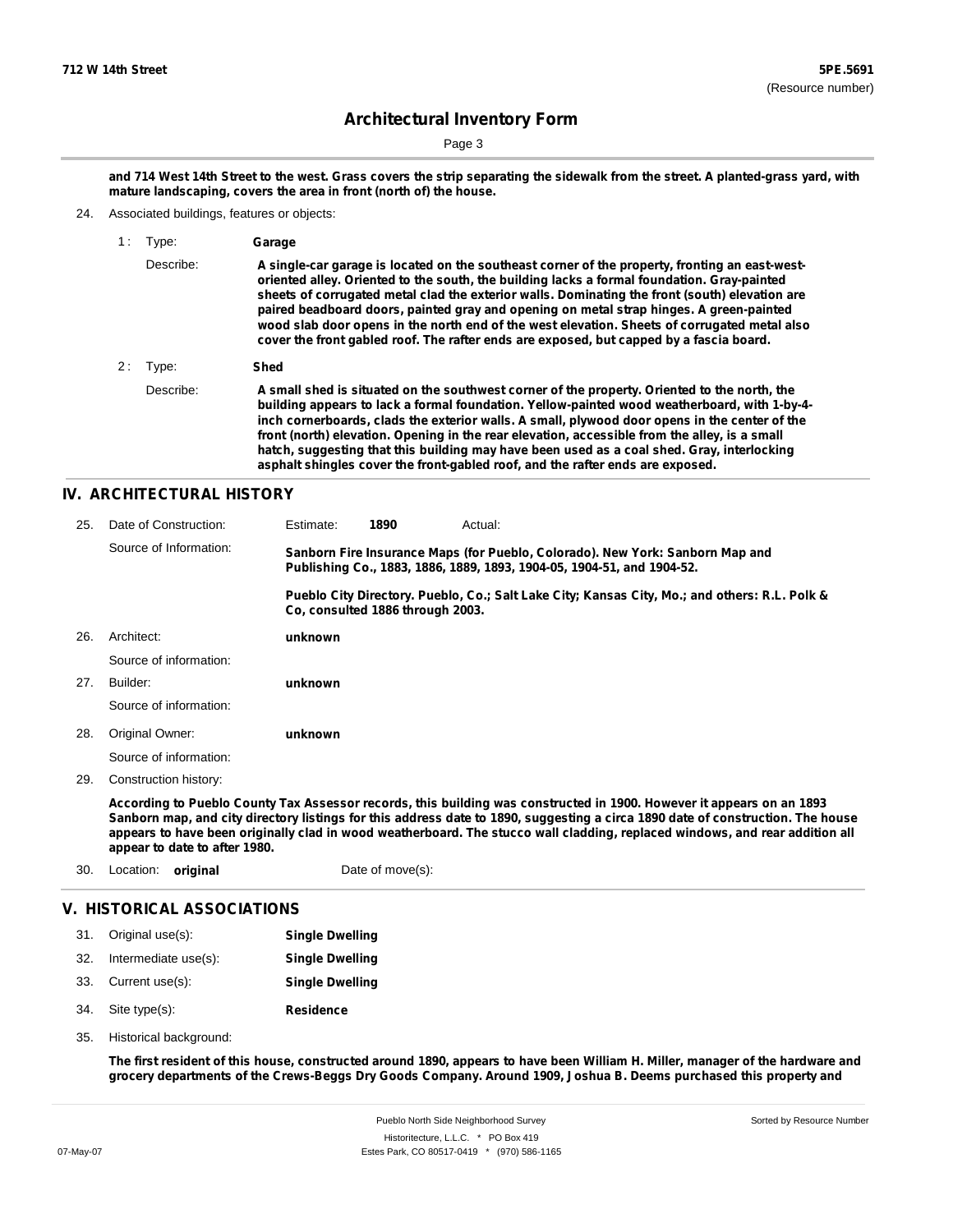**and 714 West 14th Street to the west. Grass covers the strip separating the sidewalk from the street. A planted-grass yard, with mature landscaping, covers the area in front (north of) the house.**

24. Associated buildings, features or objects:

1 : Type: **Garage**

Describe: **A single-car garage is located on the southeast corner of the property, fronting an east-west-oriented alley. Oriented to the south, the building lacks a formal foundation. Gray-painted sheets of corrugated metal clad the exterior walls. Dominating the front (south) elevation are paired beadboard doors, painted gray and opening on metal strap hinges. A green-painted wood slab door opens in the north end of the west elevation. Sheets of corrugated metal also cover the front gabled roof. The rafter ends are exposed, but capped by a fascia board.**

2 : Type: **Shed**

Describe: **A small shed is situated on the southwest corner of the property. Oriented to the north, the building appears to lack a formal foundation. Yellow-painted wood weatherboard, with 1-by-4-inch cornerboards, clads the exterior walls. A small, plywood door opens in the center of the front (north) elevation. Opening in the rear elevation, accessible from the alley, is a small hatch, suggesting that this building may have been used as a coal shed. Gray, interlocking asphalt shingles cover the front-gabled roof, and the rafter ends are exposed.**

## IV. ARCHITECTURAL HISTORY

25. Date of Construction: Estimate: **1890** Actual:

Source of Information: **Sanborn Fire Insurance Maps (for Pueblo, Colorado). New York: Sanborn Map and Publishing Co., 1883, 1886, 1889, 1893, 1904-05, 1904-51, and 1904-52.**

**Pueblo City Directory. Pueblo, Co.; Salt Lake City; Kansas City, Mo.; and others: R.L. Polk & Co, consulted 1886 through 2003.**

26. Architect: **unknown**

Source of information:

27. Builder: **unknown**

Source of information:

28. Original Owner: **unknown**

Source of information:

29. Construction history:

**According to Pueblo County Tax Assessor records, this building was constructed in 1900. However it appears on an 1893 Sanborn map, and city directory listings for this address date to 1890, suggesting a circa 1890 date of construction. The house appears to have been originally clad in wood weatherboard. The stucco wall cladding, replaced windows, and rear addition all appear to date to after 1980.**

30. Location: **original** Date of move(s):

## V. HISTORICAL ASSOCIATIONS

31. Original use(s): **Single Dwelling**
32. Intermediate use(s): **Single Dwelling**
33. Current use(s): **Single Dwelling**
34. Site type(s): **Residence**
35. Historical background:

**The first resident of this house, constructed around 1890, appears to have been William H. Miller, manager of the hardware and grocery departments of the Crews-Beggs Dry Goods Company. Around 1909, Joshua B. Deems purchased this property and**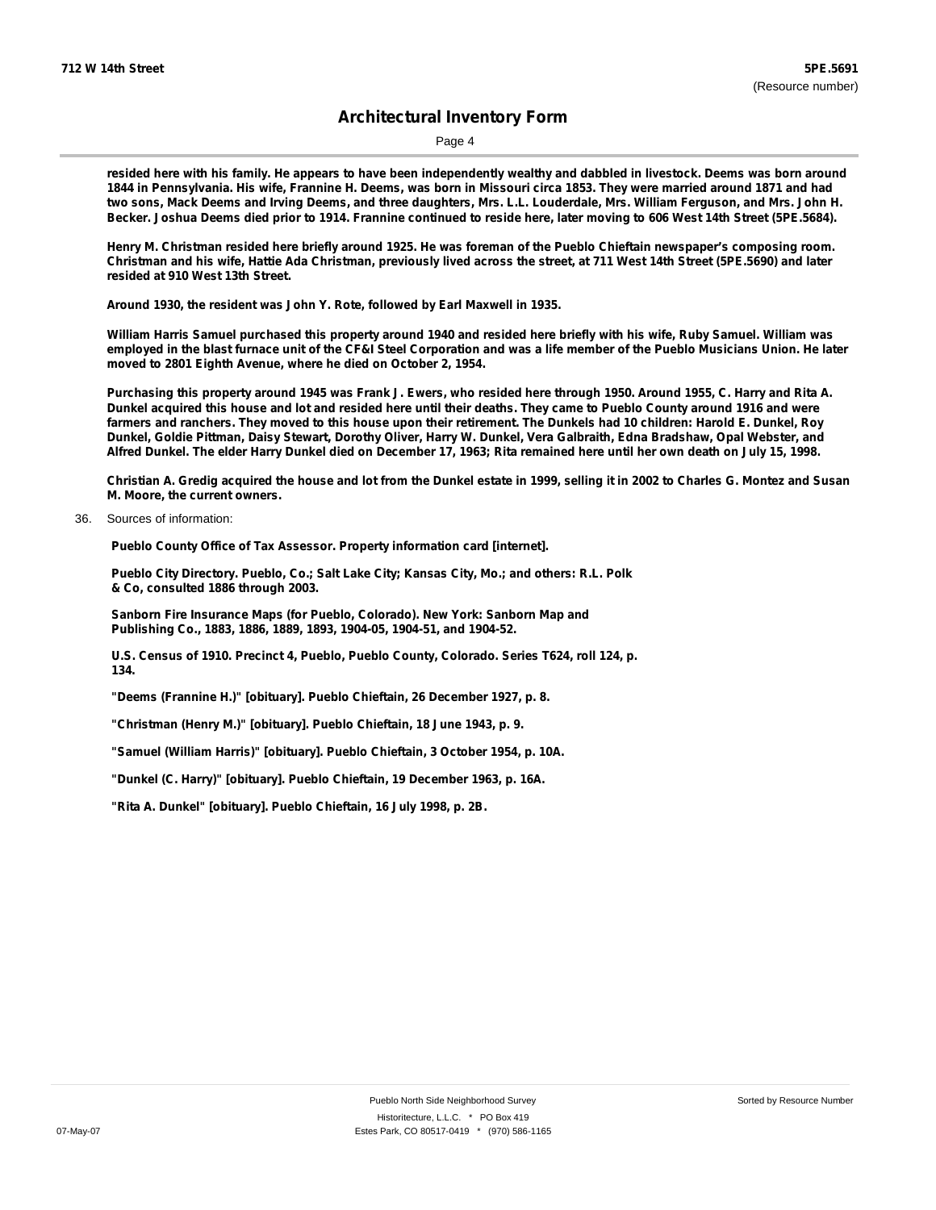**resided here with his family. He appears to have been independently wealthy and dabbled in livestock. Deems was born around 1844 in Pennsylvania. His wife, Frannine H. Deems, was born in Missouri circa 1853. They were married around 1871 and had two sons, Mack Deems and Irving Deems, and three daughters, Mrs. L.L. Louderdale, Mrs. William Ferguson, and Mrs. John H. Becker. Joshua Deems died prior to 1914. Frannine continued to reside here, later moving to 606 West 14th Street (5PE.5684).**

**Henry M. Christman resided here briefly around 1925. He was foreman of the Pueblo Chieftain newspaper's composing room. Christman and his wife, Hattie Ada Christman, previously lived across the street, at 711 West 14th Street (5PE.5690) and later resided at 910 West 13th Street.**

**Around 1930, the resident was John Y. Rote, followed by Earl Maxwell in 1935.**

**William Harris Samuel purchased this property around 1940 and resided here briefly with his wife, Ruby Samuel. William was employed in the blast furnace unit of the CF&I Steel Corporation and was a life member of the Pueblo Musicians Union. He later moved to 2801 Eighth Avenue, where he died on October 2, 1954.**

**Purchasing this property around 1945 was Frank J. Ewers, who resided here through 1950. Around 1955, C. Harry and Rita A. Dunkel acquired this house and lot and resided here until their deaths. They came to Pueblo County around 1916 and were farmers and ranchers. They moved to this house upon their retirement. The Dunkels had 10 children: Harold E. Dunkel, Roy Dunkel, Goldie Pittman, Daisy Stewart, Dorothy Oliver, Harry W. Dunkel, Vera Galbraith, Edna Bradshaw, Opal Webster, and Alfred Dunkel. The elder Harry Dunkel died on December 17, 1963; Rita remained here until her own death on July 15, 1998.**

**Christian A. Gredig acquired the house and lot from the Dunkel estate in 1999, selling it in 2002 to Charles G. Montez and Susan M. Moore, the current owners.**

36. Sources of information:

**Pueblo County Office of Tax Assessor. Property information card [internet].**

**Pueblo City Directory. Pueblo, Co.; Salt Lake City; Kansas City, Mo.; and others: R.L. Polk & Co, consulted 1886 through 2003.**

**Sanborn Fire Insurance Maps (for Pueblo, Colorado). New York: Sanborn Map and Publishing Co., 1883, 1886, 1889, 1893, 1904-05, 1904-51, and 1904-52.**

**U.S. Census of 1910. Precinct 4, Pueblo, Pueblo County, Colorado. Series T624, roll 124, p. 134.**

**"Deems (Frannine H.)" [obituary]. Pueblo Chieftain, 26 December 1927, p. 8.**

**"Christman (Henry M.)" [obituary]. Pueblo Chieftain, 18 June 1943, p. 9.**

**"Samuel (William Harris)" [obituary]. Pueblo Chieftain, 3 October 1954, p. 10A.**

**"Dunkel (C. Harry)" [obituary]. Pueblo Chieftain, 19 December 1963, p. 16A.**

**"Rita A. Dunkel" [obituary]. Pueblo Chieftain, 16 July 1998, p. 2B.**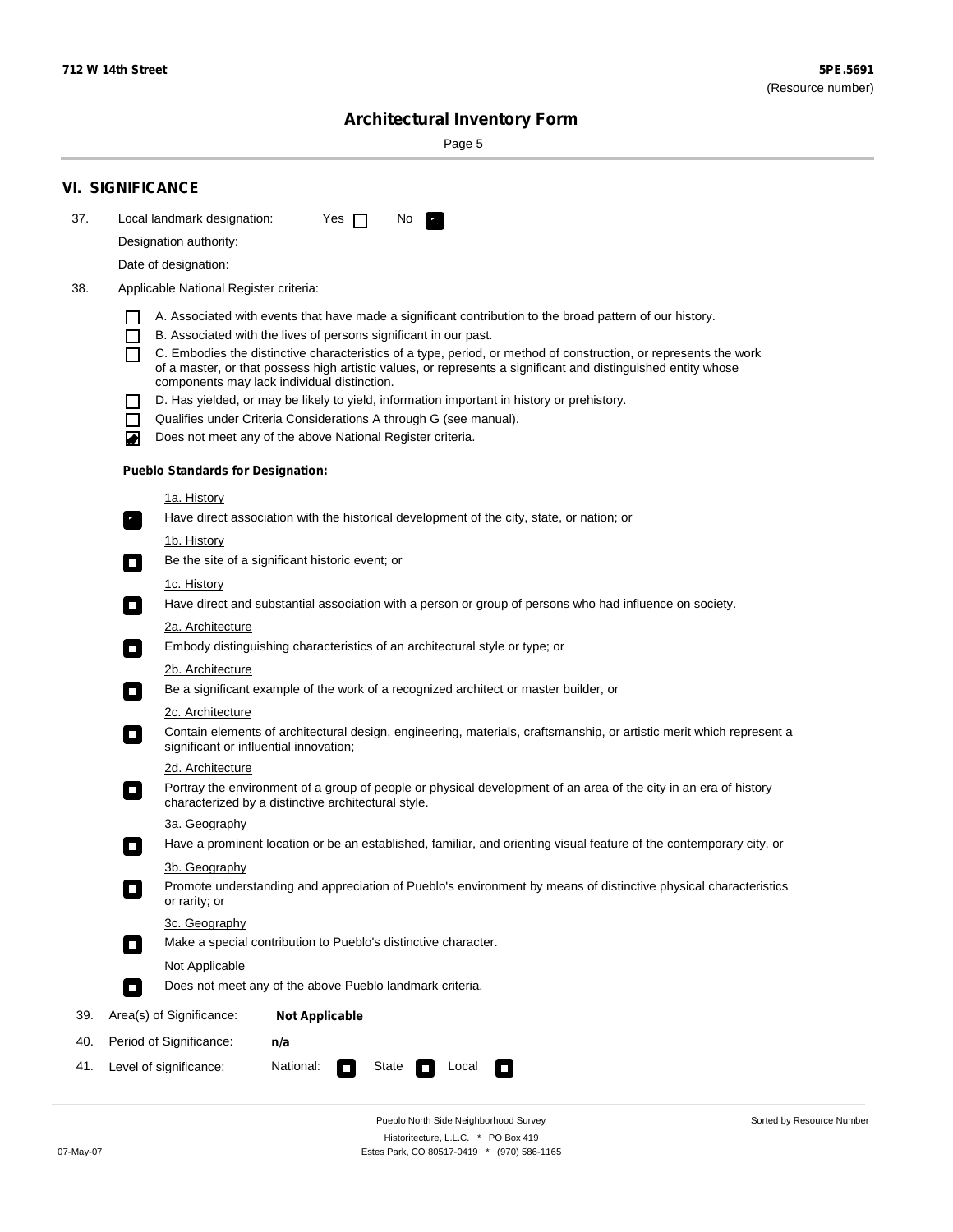## VI. SIGNIFICANCE

37. Local landmark designation: Yes ☐ No ☑

Designation authority:

Date of designation:

38. Applicable National Register criteria:

- ☐ A. Associated with events that have made a significant contribution to the broad pattern of our history.
- ☐ B. Associated with the lives of persons significant in our past.
- ☐ C. Embodies the distinctive characteristics of a type, period, or method of construction, or represents the work of a master, or that possess high artistic values, or represents a significant and distinguished entity whose components may lack individual distinction.
- ☐ D. Has yielded, or may be likely to yield, information important in history or prehistory.
- ☐ Qualifies under Criteria Considerations A through G (see manual).
- ☑ Does not meet any of the above National Register criteria.

**Pueblo Standards for Designation:**

1a. History
☑ Have direct association with the historical development of the city, state, or nation; or

1b. History
☐ Be the site of a significant historic event; or

1c. History
☐ Have direct and substantial association with a person or group of persons who had influence on society.

2a. Architecture
☐ Embody distinguishing characteristics of an architectural style or type; or

2b. Architecture
☐ Be a significant example of the work of a recognized architect or master builder, or

2c. Architecture
☐ Contain elements of architectural design, engineering, materials, craftsmanship, or artistic merit which represent a significant or influential innovation;

2d. Architecture
☐ Portray the environment of a group of people or physical development of an area of the city in an era of history characterized by a distinctive architectural style.

3a. Geography
☐ Have a prominent location or be an established, familiar, and orienting visual feature of the contemporary city, or

3b. Geography
☐ Promote understanding and appreciation of Pueblo's environment by means of distinctive physical characteristics or rarity; or

3c. Geography
☐ Make a special contribution to Pueblo's distinctive character.

Not Applicable
☐ Does not meet any of the above Pueblo landmark criteria.

39. Area(s) of Significance: **Not Applicable**

40. Period of Significance: **n/a**

41. Level of significance: National: ☐ State ☐ Local ☐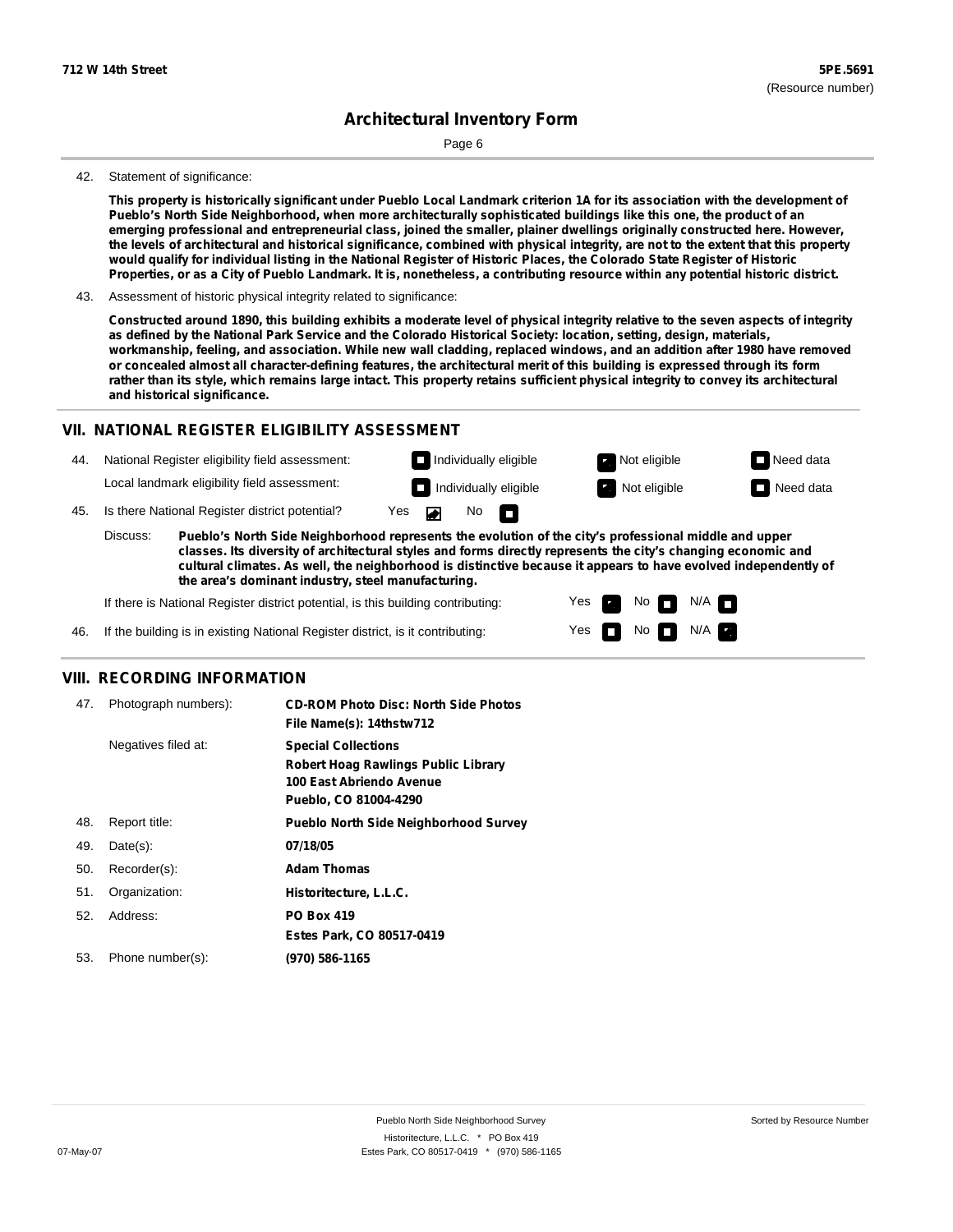**712 W 14th Street** **5PE.5691**
(Resource number)

## Architectural Inventory Form

42. Statement of significance:

**This property is historically significant under Pueblo Local Landmark criterion 1A for its association with the development of Pueblo's North Side Neighborhood, when more architecturally sophisticated buildings like this one, the product of an emerging professional and entrepreneurial class, joined the smaller, plainer dwellings originally constructed here. However, the levels of architectural and historical significance, combined with physical integrity, are not to the extent that this property would qualify for individual listing in the National Register of Historic Places, the Colorado State Register of Historic Properties, or as a City of Pueblo Landmark. It is, nonetheless, a contributing resource within any potential historic district.**

43. Assessment of historic physical integrity related to significance:

**Constructed around 1890, this building exhibits a moderate level of physical integrity relative to the seven aspects of integrity as defined by the National Park Service and the Colorado Historical Society: location, setting, design, materials, workmanship, feeling, and association. While new wall cladding, replaced windows, and an addition after 1980 have removed or concealed almost all character-defining features, the architectural merit of this building is expressed through its form rather than its style, which remains large intact. This property retains sufficient physical integrity to convey its architectural and historical significance.**

## VII. NATIONAL REGISTER ELIGIBILITY ASSESSMENT

44. National Register eligibility field assessment: ☐ Individually eligible ☒ Not eligible ☐ Need data
Local landmark eligibility field assessment: ☐ Individually eligible ☒ Not eligible ☐ Need data

45. Is there National Register district potential? Yes ☒ No ☐

Discuss: **Pueblo's North Side Neighborhood represents the evolution of the city's professional middle and upper classes. Its diversity of architectural styles and forms directly represents the city's changing economic and cultural climates. As well, the neighborhood is distinctive because it appears to have evolved independently of the area's dominant industry, steel manufacturing.**

If there is National Register district potential, is this building contributing: Yes ☒ No ☐ N/A ☐

46. If the building is in existing National Register district, is it contributing: Yes ☐ No ☐ N/A ☒

## VIII. RECORDING INFORMATION

47. Photograph numbers): **CD-ROM Photo Disc: North Side Photos**
**File Name(s): 14thstw712**

Negatives filed at: **Special Collections**
**Robert Hoag Rawlings Public Library**
**100 East Abriendo Avenue**
**Pueblo, CO 81004-4290**

48. Report title: **Pueblo North Side Neighborhood Survey**

49. Date(s): **07/18/05**

50. Recorder(s): **Adam Thomas**

51. Organization: **Historitecture, L.L.C.**

52. Address: **PO Box 419**
**Estes Park, CO 80517-0419**

53. Phone number(s): **(970) 586-1165**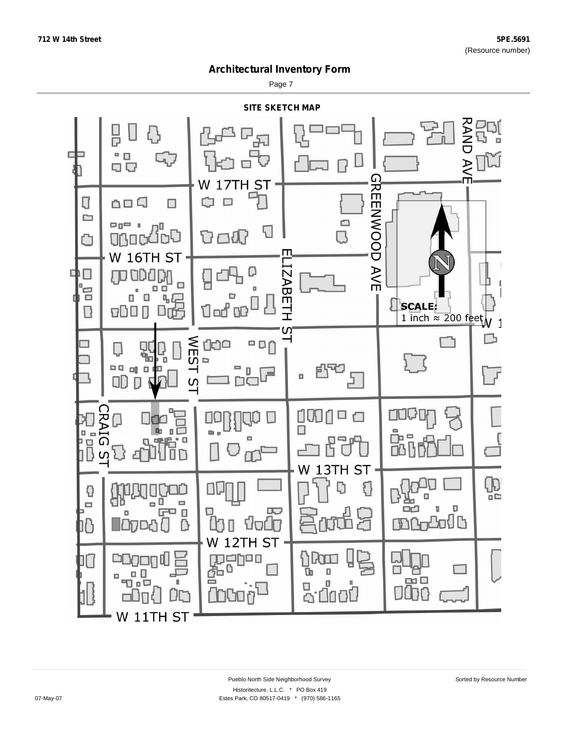712 W 14th Street

5PE.5691
(Resource number)

# Architectural Inventory Form

## SITE SKETCH MAP

W 17TH ST

W 16TH ST

ELIZABETH ST

GREENWOOD AVE

RAND AVE

WEST ST

CRAIG ST

W 13TH ST

W 12TH ST

W 11TH ST

N

**SCALE:**
1 inch ≈ 200 feet

Pueblo North Side Neighborhood Survey

Historitecture, L.L.C. * PO Box 419
Estes Park, CO 80517-0419 * (970) 586-1165

Sorted by Resource Number

07-May-07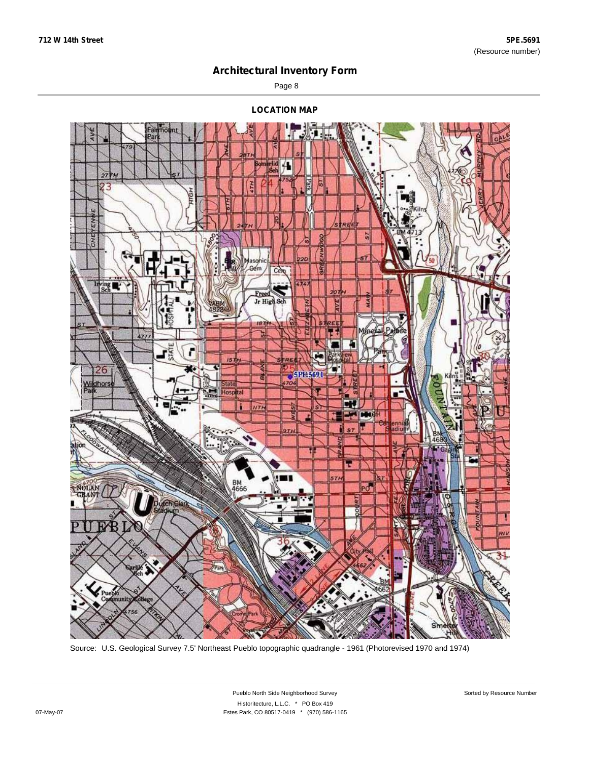712 W 14th Street

5PE.5691
(Resource number)

# Architectural Inventory Form

## LOCATION MAP

Source: U.S. Geological Survey 7.5' Northeast Pueblo topographic quadrangle - 1961 (Photorevised 1970 and 1974)

Pueblo North Side Neighborhood Survey
Historitecture, L.L.C. * PO Box 419
Estes Park, CO 80517-0419 * (970) 586-1165

07-May-07

Sorted by Resource Number